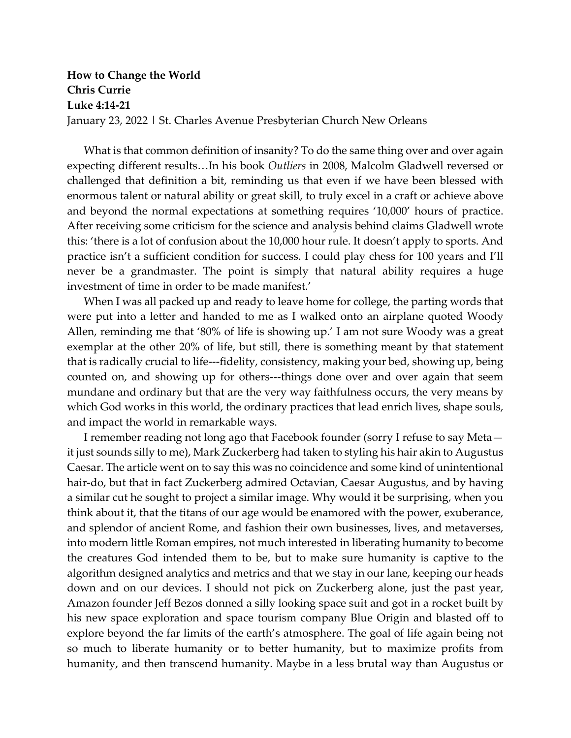**How to Change the World**
**Chris Currie**
**Luke 4:14-21**
January 23, 2022 | St. Charles Avenue Presbyterian Church New Orleans

What is that common definition of insanity? To do the same thing over and over again expecting different results…In his book *Outliers* in 2008, Malcolm Gladwell reversed or challenged that definition a bit, reminding us that even if we have been blessed with enormous talent or natural ability or great skill, to truly excel in a craft or achieve above and beyond the normal expectations at something requires '10,000' hours of practice. After receiving some criticism for the science and analysis behind claims Gladwell wrote this: 'there is a lot of confusion about the 10,000 hour rule. It doesn't apply to sports. And practice isn't a sufficient condition for success. I could play chess for 100 years and I'll never be a grandmaster. The point is simply that natural ability requires a huge investment of time in order to be made manifest.'

When I was all packed up and ready to leave home for college, the parting words that were put into a letter and handed to me as I walked onto an airplane quoted Woody Allen, reminding me that '80% of life is showing up.' I am not sure Woody was a great exemplar at the other 20% of life, but still, there is something meant by that statement that is radically crucial to life---fidelity, consistency, making your bed, showing up, being counted on, and showing up for others---things done over and over again that seem mundane and ordinary but that are the very way faithfulness occurs, the very means by which God works in this world, the ordinary practices that lead enrich lives, shape souls, and impact the world in remarkable ways.

I remember reading not long ago that Facebook founder (sorry I refuse to say Meta—it just sounds silly to me), Mark Zuckerberg had taken to styling his hair akin to Augustus Caesar. The article went on to say this was no coincidence and some kind of unintentional hair-do, but that in fact Zuckerberg admired Octavian, Caesar Augustus, and by having a similar cut he sought to project a similar image. Why would it be surprising, when you think about it, that the titans of our age would be enamored with the power, exuberance, and splendor of ancient Rome, and fashion their own businesses, lives, and metaverses, into modern little Roman empires, not much interested in liberating humanity to become the creatures God intended them to be, but to make sure humanity is captive to the algorithm designed analytics and metrics and that we stay in our lane, keeping our heads down and on our devices. I should not pick on Zuckerberg alone, just the past year, Amazon founder Jeff Bezos donned a silly looking space suit and got in a rocket built by his new space exploration and space tourism company Blue Origin and blasted off to explore beyond the far limits of the earth's atmosphere. The goal of life again being not so much to liberate humanity or to better humanity, but to maximize profits from humanity, and then transcend humanity. Maybe in a less brutal way than Augustus or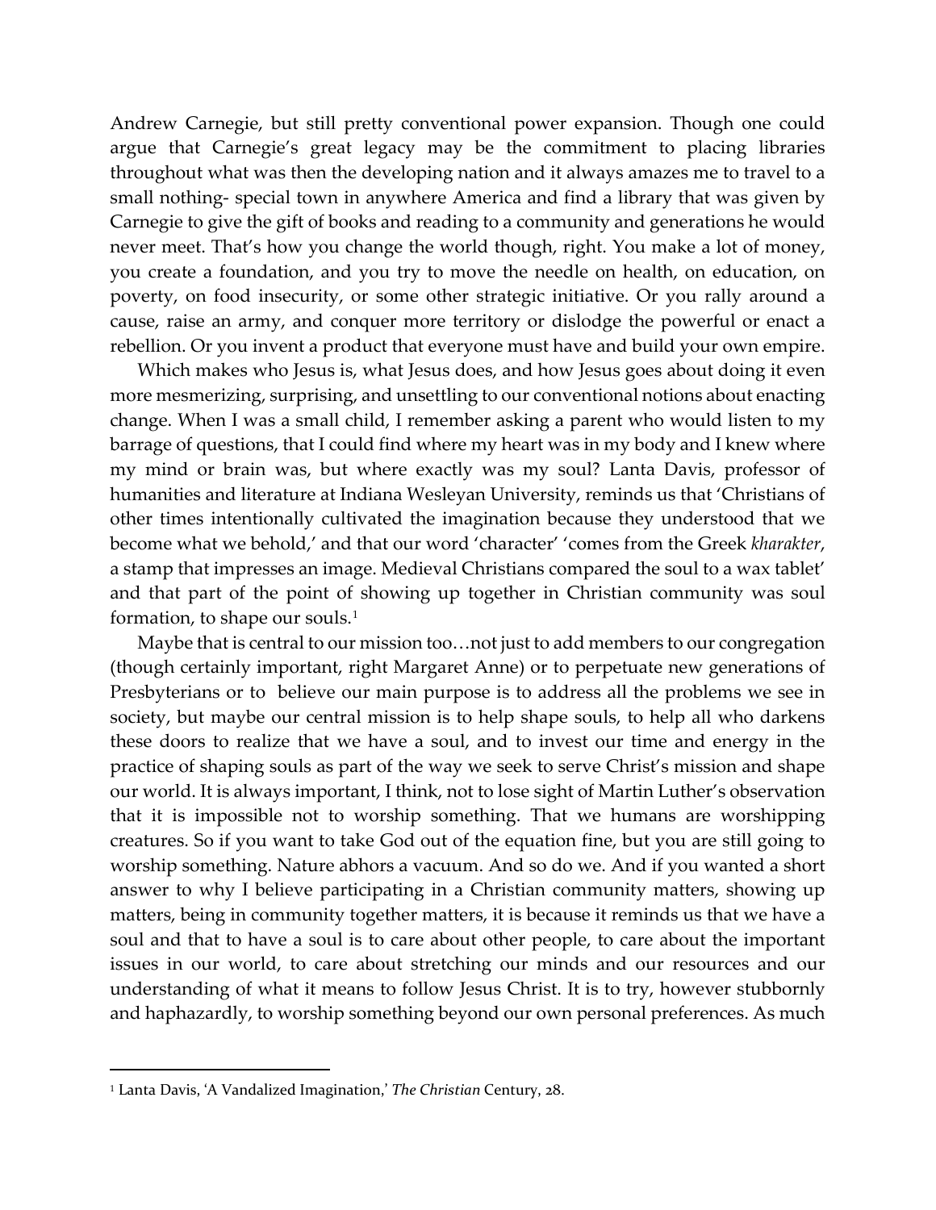Andrew Carnegie, but still pretty conventional power expansion. Though one could argue that Carnegie's great legacy may be the commitment to placing libraries throughout what was then the developing nation and it always amazes me to travel to a small nothing- special town in anywhere America and find a library that was given by Carnegie to give the gift of books and reading to a community and generations he would never meet. That's how you change the world though, right. You make a lot of money, you create a foundation, and you try to move the needle on health, on education, on poverty, on food insecurity, or some other strategic initiative. Or you rally around a cause, raise an army, and conquer more territory or dislodge the powerful or enact a rebellion. Or you invent a product that everyone must have and build your own empire.

Which makes who Jesus is, what Jesus does, and how Jesus goes about doing it even more mesmerizing, surprising, and unsettling to our conventional notions about enacting change. When I was a small child, I remember asking a parent who would listen to my barrage of questions, that I could find where my heart was in my body and I knew where my mind or brain was, but where exactly was my soul? Lanta Davis, professor of humanities and literature at Indiana Wesleyan University, reminds us that 'Christians of other times intentionally cultivated the imagination because they understood that we become what we behold,' and that our word 'character' 'comes from the Greek *kharakter*, a stamp that impresses an image. Medieval Christians compared the soul to a wax tablet' and that part of the point of showing up together in Christian community was soul formation, to shape our souls.[1]

Maybe that is central to our mission too…not just to add members to our congregation (though certainly important, right Margaret Anne) or to perpetuate new generations of Presbyterians or to believe our main purpose is to address all the problems we see in society, but maybe our central mission is to help shape souls, to help all who darkens these doors to realize that we have a soul, and to invest our time and energy in the practice of shaping souls as part of the way we seek to serve Christ's mission and shape our world. It is always important, I think, not to lose sight of Martin Luther's observation that it is impossible not to worship something. That we humans are worshipping creatures. So if you want to take God out of the equation fine, but you are still going to worship something. Nature abhors a vacuum. And so do we. And if you wanted a short answer to why I believe participating in a Christian community matters, showing up matters, being in community together matters, it is because it reminds us that we have a soul and that to have a soul is to care about other people, to care about the important issues in our world, to care about stretching our minds and our resources and our understanding of what it means to follow Jesus Christ. It is to try, however stubbornly and haphazardly, to worship something beyond our own personal preferences. As much

---

[1] Lanta Davis, 'A Vandalized Imagination,' *The Christian* Century, 28.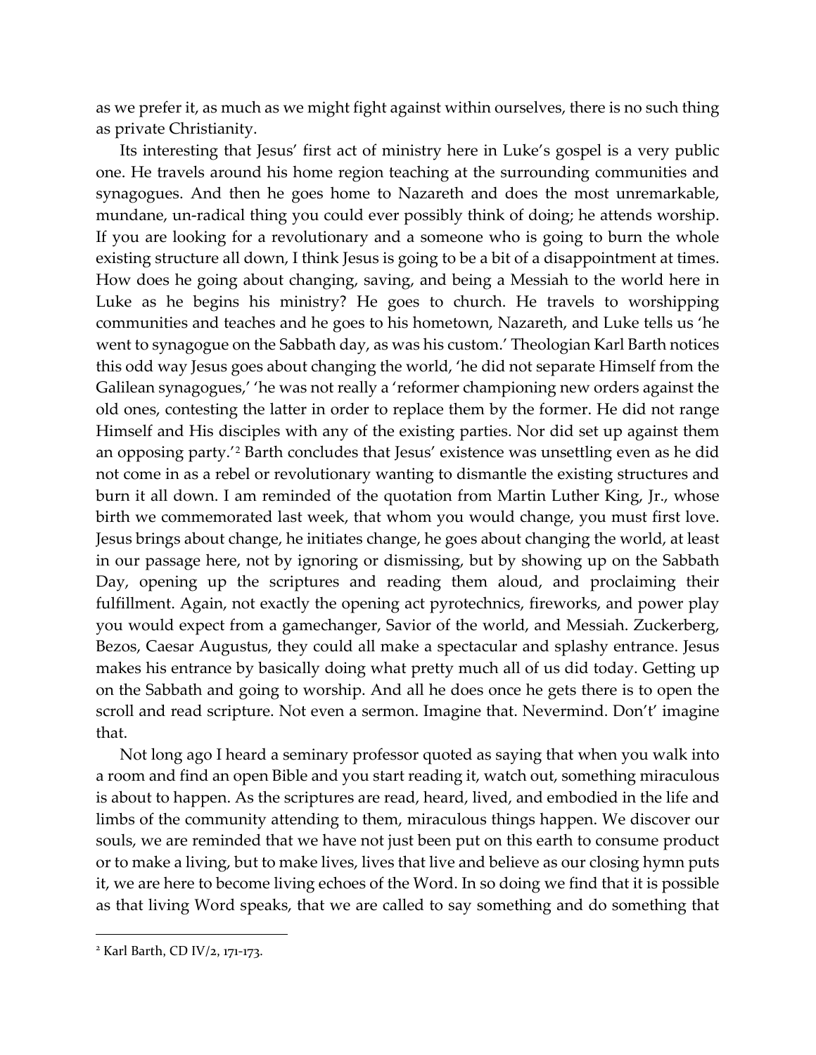as we prefer it, as much as we might fight against within ourselves, there is no such thing as private Christianity.

Its interesting that Jesus' first act of ministry here in Luke's gospel is a very public one. He travels around his home region teaching at the surrounding communities and synagogues. And then he goes home to Nazareth and does the most unremarkable, mundane, un-radical thing you could ever possibly think of doing; he attends worship. If you are looking for a revolutionary and a someone who is going to burn the whole existing structure all down, I think Jesus is going to be a bit of a disappointment at times. How does he going about changing, saving, and being a Messiah to the world here in Luke as he begins his ministry? He goes to church. He travels to worshipping communities and teaches and he goes to his hometown, Nazareth, and Luke tells us 'he went to synagogue on the Sabbath day, as was his custom.' Theologian Karl Barth notices this odd way Jesus goes about changing the world, 'he did not separate Himself from the Galilean synagogues,' 'he was not really a 'reformer championing new orders against the old ones, contesting the latter in order to replace them by the former. He did not range Himself and His disciples with any of the existing parties. Nor did set up against them an opposing party.'[2] Barth concludes that Jesus' existence was unsettling even as he did not come in as a rebel or revolutionary wanting to dismantle the existing structures and burn it all down. I am reminded of the quotation from Martin Luther King, Jr., whose birth we commemorated last week, that whom you would change, you must first love. Jesus brings about change, he initiates change, he goes about changing the world, at least in our passage here, not by ignoring or dismissing, but by showing up on the Sabbath Day, opening up the scriptures and reading them aloud, and proclaiming their fulfillment. Again, not exactly the opening act pyrotechnics, fireworks, and power play you would expect from a gamechanger, Savior of the world, and Messiah. Zuckerberg, Bezos, Caesar Augustus, they could all make a spectacular and splashy entrance. Jesus makes his entrance by basically doing what pretty much all of us did today. Getting up on the Sabbath and going to worship. And all he does once he gets there is to open the scroll and read scripture. Not even a sermon. Imagine that. Nevermind. Don't' imagine that.

Not long ago I heard a seminary professor quoted as saying that when you walk into a room and find an open Bible and you start reading it, watch out, something miraculous is about to happen. As the scriptures are read, heard, lived, and embodied in the life and limbs of the community attending to them, miraculous things happen. We discover our souls, we are reminded that we have not just been put on this earth to consume product or to make a living, but to make lives, lives that live and believe as our closing hymn puts it, we are here to become living echoes of the Word. In so doing we find that it is possible as that living Word speaks, that we are called to say something and do something that

[2] Karl Barth, CD IV/2, 171-173.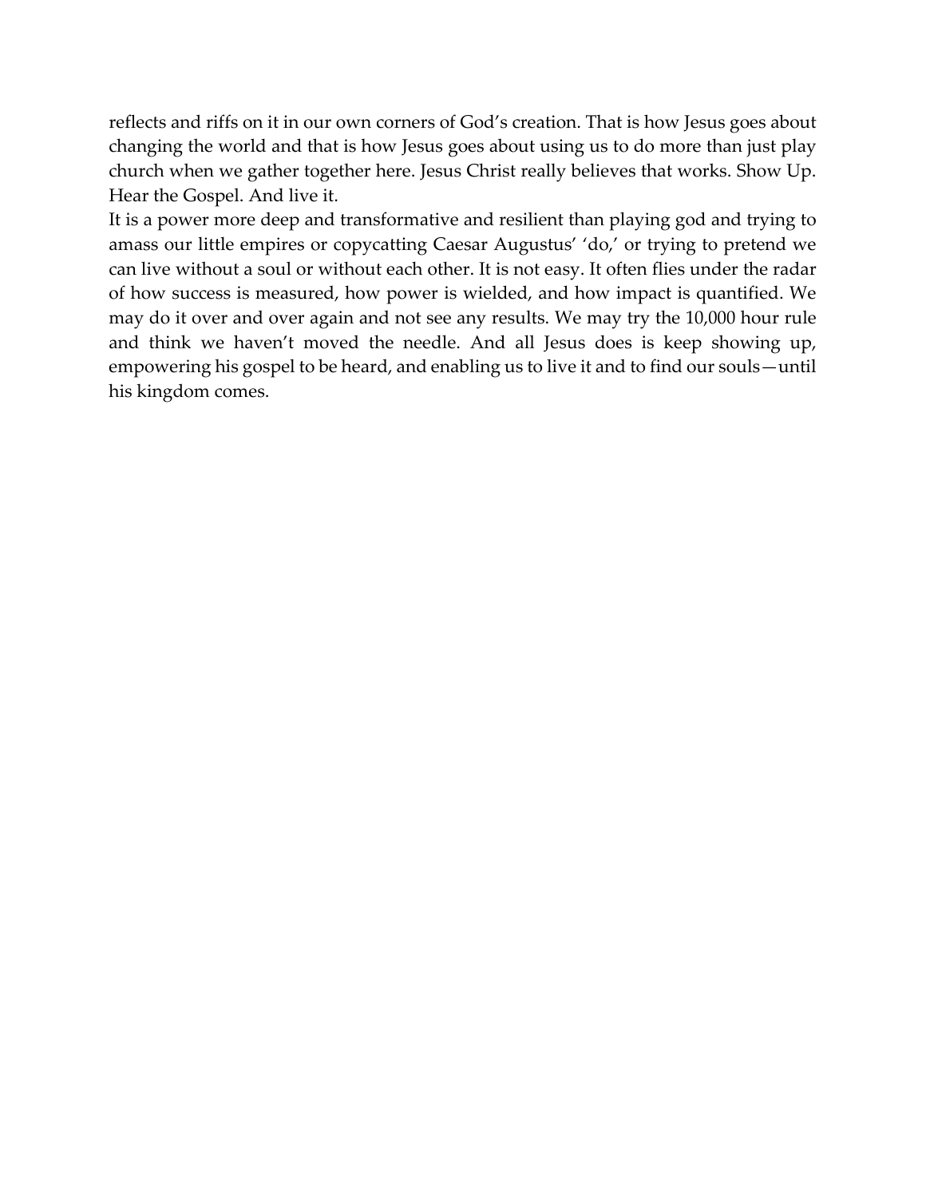reflects and riffs on it in our own corners of God's creation. That is how Jesus goes about changing the world and that is how Jesus goes about using us to do more than just play church when we gather together here. Jesus Christ really believes that works. Show Up. Hear the Gospel. And live it.

It is a power more deep and transformative and resilient than playing god and trying to amass our little empires or copycatting Caesar Augustus' 'do,' or trying to pretend we can live without a soul or without each other. It is not easy. It often flies under the radar of how success is measured, how power is wielded, and how impact is quantified. We may do it over and over again and not see any results. We may try the 10,000 hour rule and think we haven't moved the needle. And all Jesus does is keep showing up, empowering his gospel to be heard, and enabling us to live it and to find our souls—until his kingdom comes.